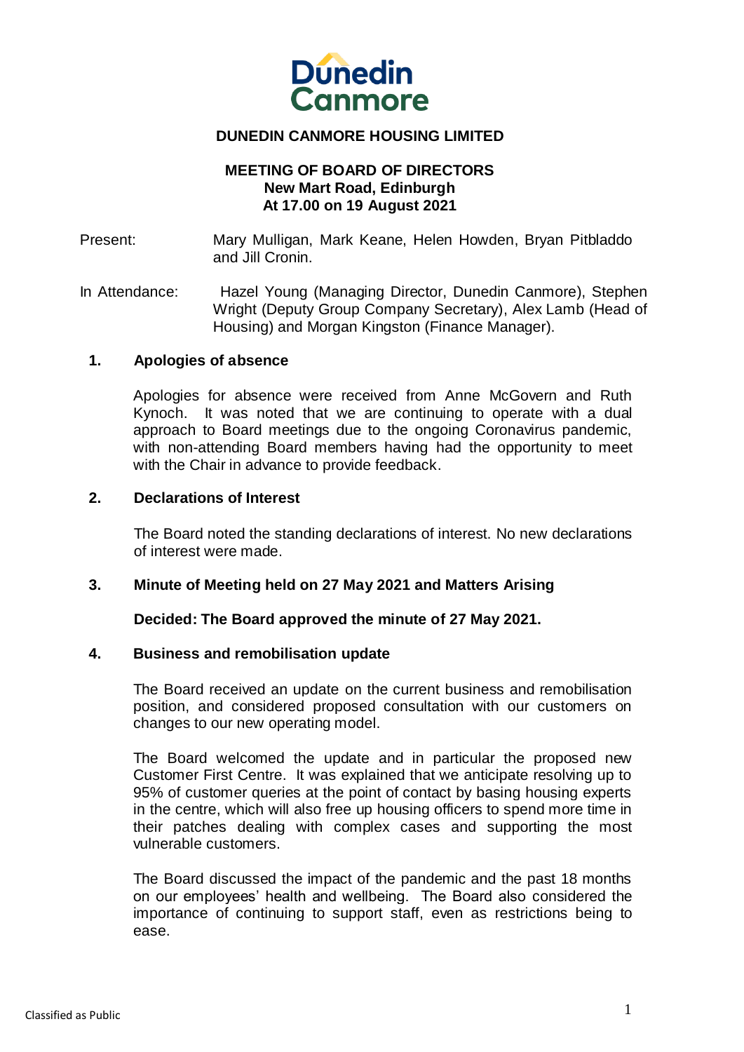Dunedin Canmore

**DUNEDIN CANMORE HOUSING LIMITED**

**MEETING OF BOARD OF DIRECTORS**
**New Mart Road, Edinburgh**
**At 17.00 on 19 August 2021**

Present: Mary Mulligan, Mark Keane, Helen Howden, Bryan Pitbladdo and Jill Cronin.

In Attendance: Hazel Young (Managing Director, Dunedin Canmore), Stephen Wright (Deputy Group Company Secretary), Alex Lamb (Head of Housing) and Morgan Kingston (Finance Manager).

## 1. Apologies of absence

Apologies for absence were received from Anne McGovern and Ruth Kynoch. It was noted that we are continuing to operate with a dual approach to Board meetings due to the ongoing Coronavirus pandemic, with non-attending Board members having had the opportunity to meet with the Chair in advance to provide feedback.

## 2. Declarations of Interest

The Board noted the standing declarations of interest. No new declarations of interest were made.

## 3. Minute of Meeting held on 27 May 2021 and Matters Arising

**Decided: The Board approved the minute of 27 May 2021.**

## 4. Business and remobilisation update

The Board received an update on the current business and remobilisation position, and considered proposed consultation with our customers on changes to our new operating model.

The Board welcomed the update and in particular the proposed new Customer First Centre. It was explained that we anticipate resolving up to 95% of customer queries at the point of contact by basing housing experts in the centre, which will also free up housing officers to spend more time in their patches dealing with complex cases and supporting the most vulnerable customers.

The Board discussed the impact of the pandemic and the past 18 months on our employees' health and wellbeing. The Board also considered the importance of continuing to support staff, even as restrictions being to ease.

Classified as Public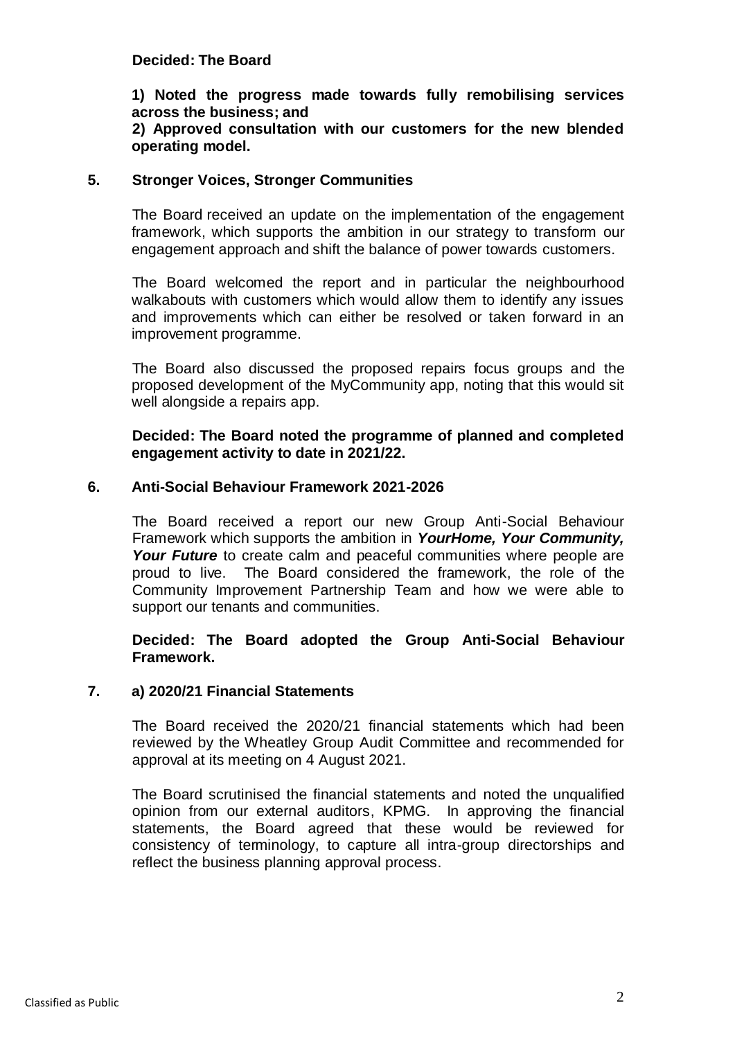**Decided: The Board**

**1) Noted the progress made towards fully remobilising services across the business; and**
**2) Approved consultation with our customers for the new blended operating model.**

## 5. Stronger Voices, Stronger Communities

The Board received an update on the implementation of the engagement framework, which supports the ambition in our strategy to transform our engagement approach and shift the balance of power towards customers.

The Board welcomed the report and in particular the neighbourhood walkabouts with customers which would allow them to identify any issues and improvements which can either be resolved or taken forward in an improvement programme.

The Board also discussed the proposed repairs focus groups and the proposed development of the MyCommunity app, noting that this would sit well alongside a repairs app.

**Decided: The Board noted the programme of planned and completed engagement activity to date in 2021/22.**

## 6. Anti-Social Behaviour Framework 2021-2026

The Board received a report our new Group Anti-Social Behaviour Framework which supports the ambition in ***YourHome, Your Community, Your Future*** to create calm and peaceful communities where people are proud to live. The Board considered the framework, the role of the Community Improvement Partnership Team and how we were able to support our tenants and communities.

**Decided: The Board adopted the Group Anti-Social Behaviour Framework.**

## 7. a) 2020/21 Financial Statements

The Board received the 2020/21 financial statements which had been reviewed by the Wheatley Group Audit Committee and recommended for approval at its meeting on 4 August 2021.

The Board scrutinised the financial statements and noted the unqualified opinion from our external auditors, KPMG. In approving the financial statements, the Board agreed that these would be reviewed for consistency of terminology, to capture all intra-group directorships and reflect the business planning approval process.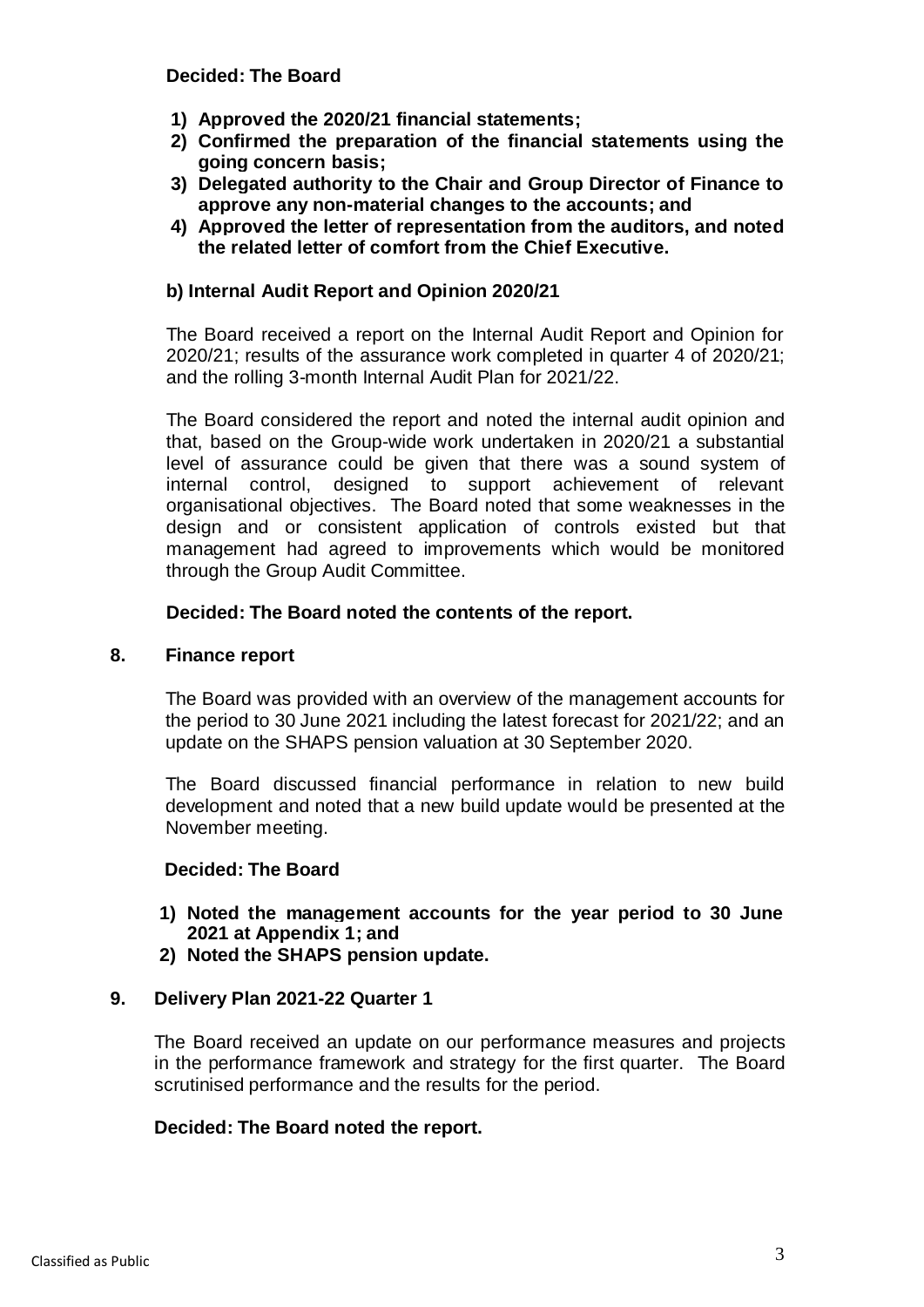**Decided: The Board**

1) **Approved the 2020/21 financial statements;**
2) **Confirmed the preparation of the financial statements using the going concern basis;**
3) **Delegated authority to the Chair and Group Director of Finance to approve any non-material changes to the accounts; and**
4) **Approved the letter of representation from the auditors, and noted the related letter of comfort from the Chief Executive.**

**b) Internal Audit Report and Opinion 2020/21**

The Board received a report on the Internal Audit Report and Opinion for 2020/21; results of the assurance work completed in quarter 4 of 2020/21; and the rolling 3-month Internal Audit Plan for 2021/22.

The Board considered the report and noted the internal audit opinion and that, based on the Group-wide work undertaken in 2020/21 a substantial level of assurance could be given that there was a sound system of internal control, designed to support achievement of relevant organisational objectives. The Board noted that some weaknesses in the design and or consistent application of controls existed but that management had agreed to improvements which would be monitored through the Group Audit Committee.

**Decided: The Board noted the contents of the report.**

## 8. Finance report

The Board was provided with an overview of the management accounts for the period to 30 June 2021 including the latest forecast for 2021/22; and an update on the SHAPS pension valuation at 30 September 2020.

The Board discussed financial performance in relation to new build development and noted that a new build update would be presented at the November meeting.

**Decided: The Board**

1) **Noted the management accounts for the year period to 30 June 2021 at Appendix 1; and**
2) **Noted the SHAPS pension update.**

## 9. Delivery Plan 2021-22 Quarter 1

The Board received an update on our performance measures and projects in the performance framework and strategy for the first quarter. The Board scrutinised performance and the results for the period.

**Decided: The Board noted the report.**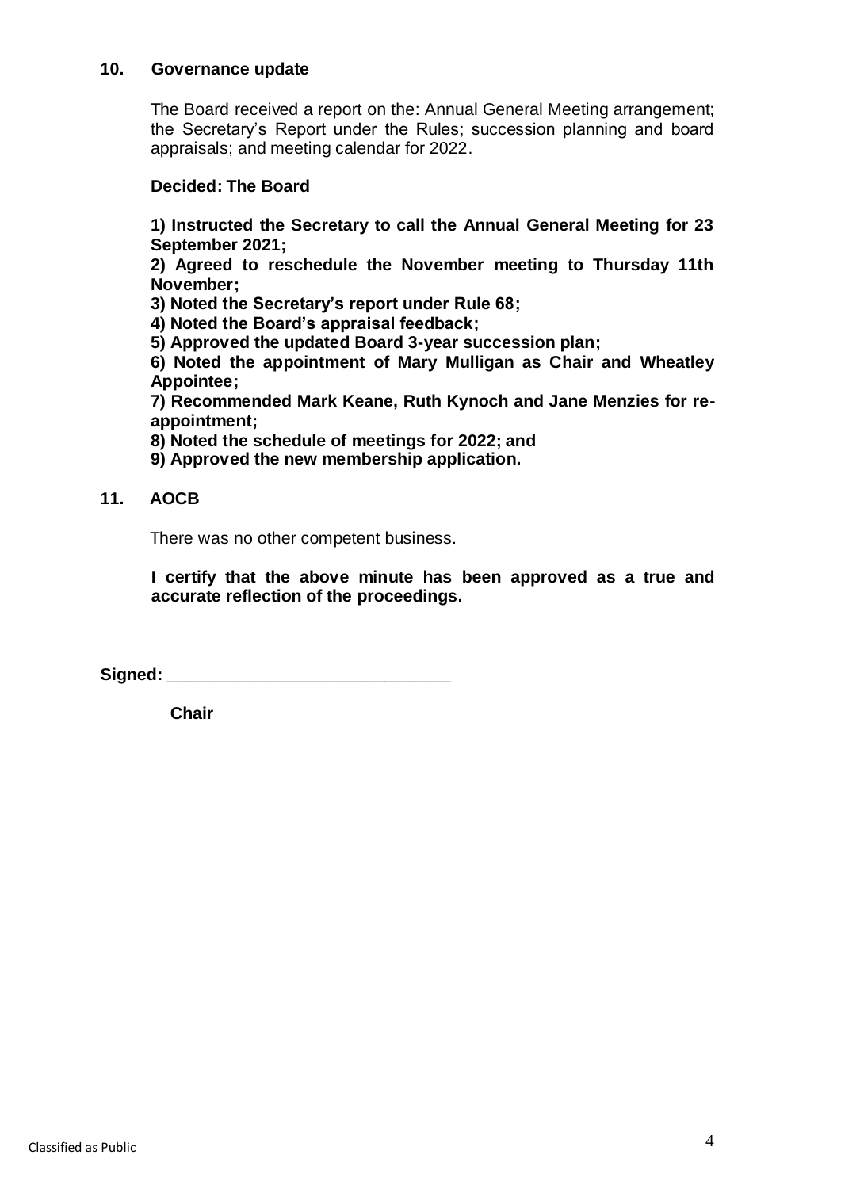## 10. Governance update

The Board received a report on the: Annual General Meeting arrangement; the Secretary's Report under the Rules; succession planning and board appraisals; and meeting calendar for 2022.

**Decided: The Board**

**1) Instructed the Secretary to call the Annual General Meeting for 23 September 2021;**
**2) Agreed to reschedule the November meeting to Thursday 11th November;**
**3) Noted the Secretary's report under Rule 68;**
**4) Noted the Board's appraisal feedback;**
**5) Approved the updated Board 3-year succession plan;**
**6) Noted the appointment of Mary Mulligan as Chair and Wheatley Appointee;**
**7) Recommended Mark Keane, Ruth Kynoch and Jane Menzies for re-appointment;**
**8) Noted the schedule of meetings for 2022; and**
**9) Approved the new membership application.**

## 11. AOCB

There was no other competent business.

**I certify that the above minute has been approved as a true and accurate reflection of the proceedings.**

**Signed:** ______________________________

**Chair**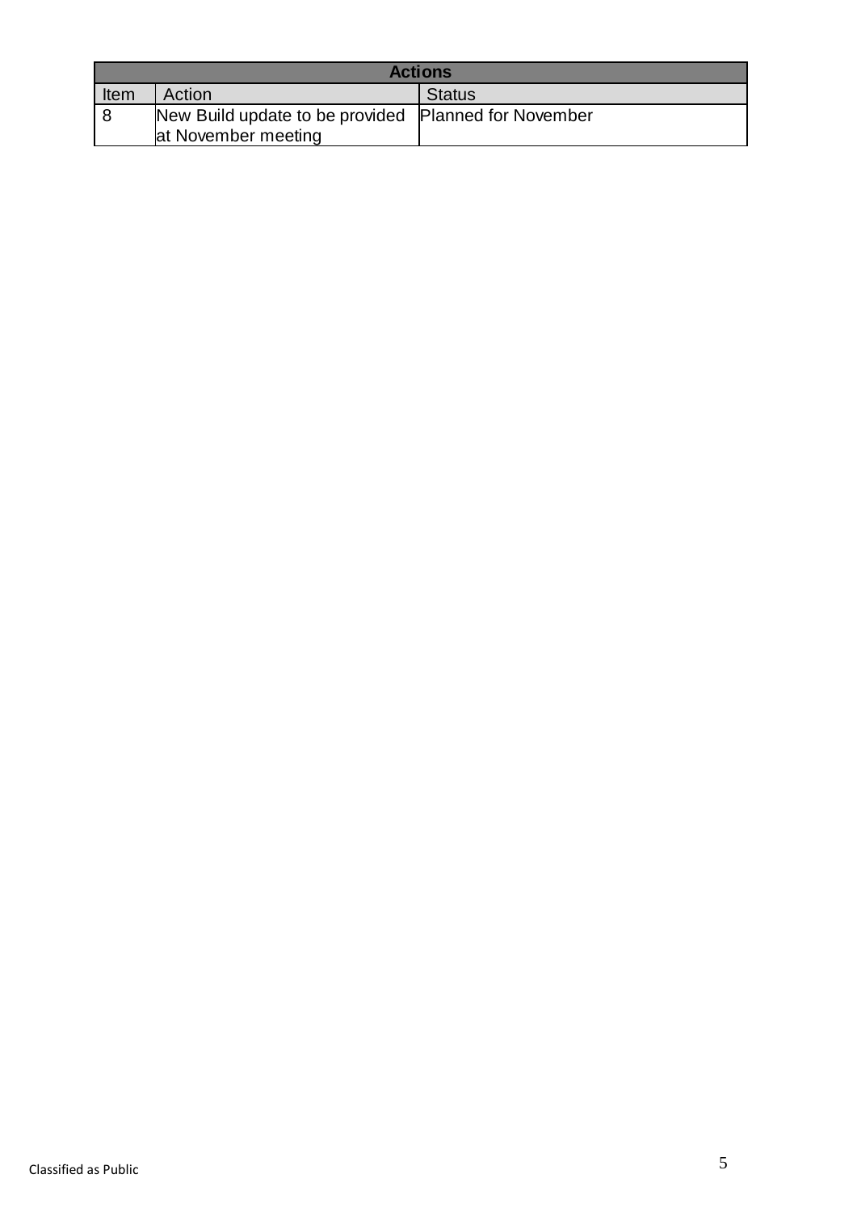| Actions | | |
| --- | --- | --- |
| Item | Action | Status |
| 8 | New Build update to be provided at November meeting | Planned for November |

Classified as Public